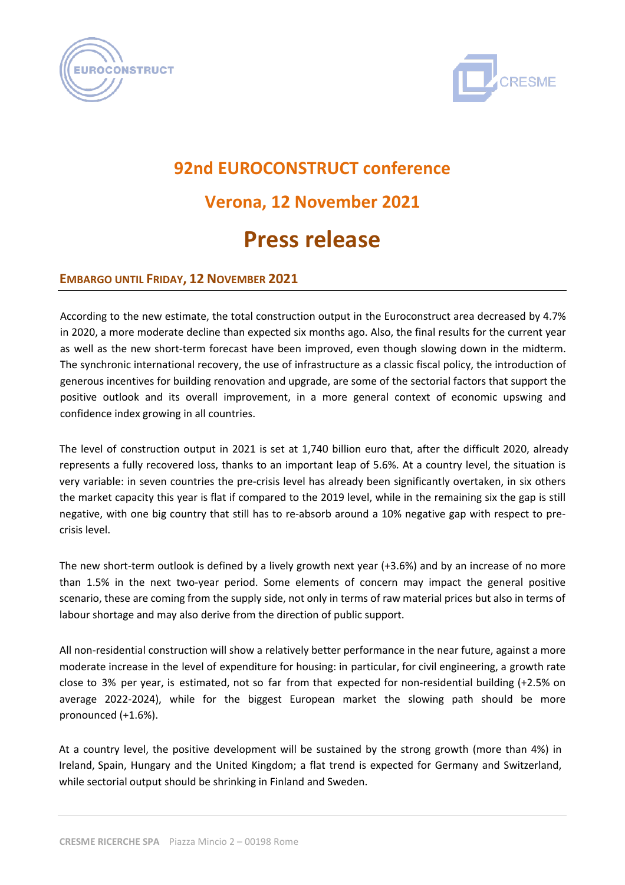# 92nd EUROCONSTRUCT conference

## Verona, 12 November 2021

# Press release

**EMBARGO UNTIL FRIDAY, 12 NOVEMBER 2021**

According to the new estimate, the total construction output in the Euroconstruct area decreased by 4.7% in 2020, a more moderate decline than expected six months ago. Also, the final results for the current year as well as the new short-term forecast have been improved, even though slowing down in the midterm. The synchronic international recovery, the use of infrastructure as a classic fiscal policy, the introduction of generous incentives for building renovation and upgrade, are some of the sectorial factors that support the positive outlook and its overall improvement, in a more general context of economic upswing and confidence index growing in all countries.

The level of construction output in 2021 is set at 1,740 billion euro that, after the difficult 2020, already represents a fully recovered loss, thanks to an important leap of 5.6%. At a country level, the situation is very variable: in seven countries the pre-crisis level has already been significantly overtaken, in six others the market capacity this year is flat if compared to the 2019 level, while in the remaining six the gap is still negative, with one big country that still has to re-absorb around a 10% negative gap with respect to pre-crisis level.

The new short-term outlook is defined by a lively growth next year (+3.6%) and by an increase of no more than 1.5% in the next two-year period. Some elements of concern may impact the general positive scenario, these are coming from the supply side, not only in terms of raw material prices but also in terms of labour shortage and may also derive from the direction of public support.

All non-residential construction will show a relatively better performance in the near future, against a more moderate increase in the level of expenditure for housing: in particular, for civil engineering, a growth rate close to 3% per year, is estimated, not so far from that expected for non-residential building (+2.5% on average 2022-2024), while for the biggest European market the slowing path should be more pronounced (+1.6%).

At a country level, the positive development will be sustained by the strong growth (more than 4%) in Ireland, Spain, Hungary and the United Kingdom; a flat trend is expected for Germany and Switzerland, while sectorial output should be shrinking in Finland and Sweden.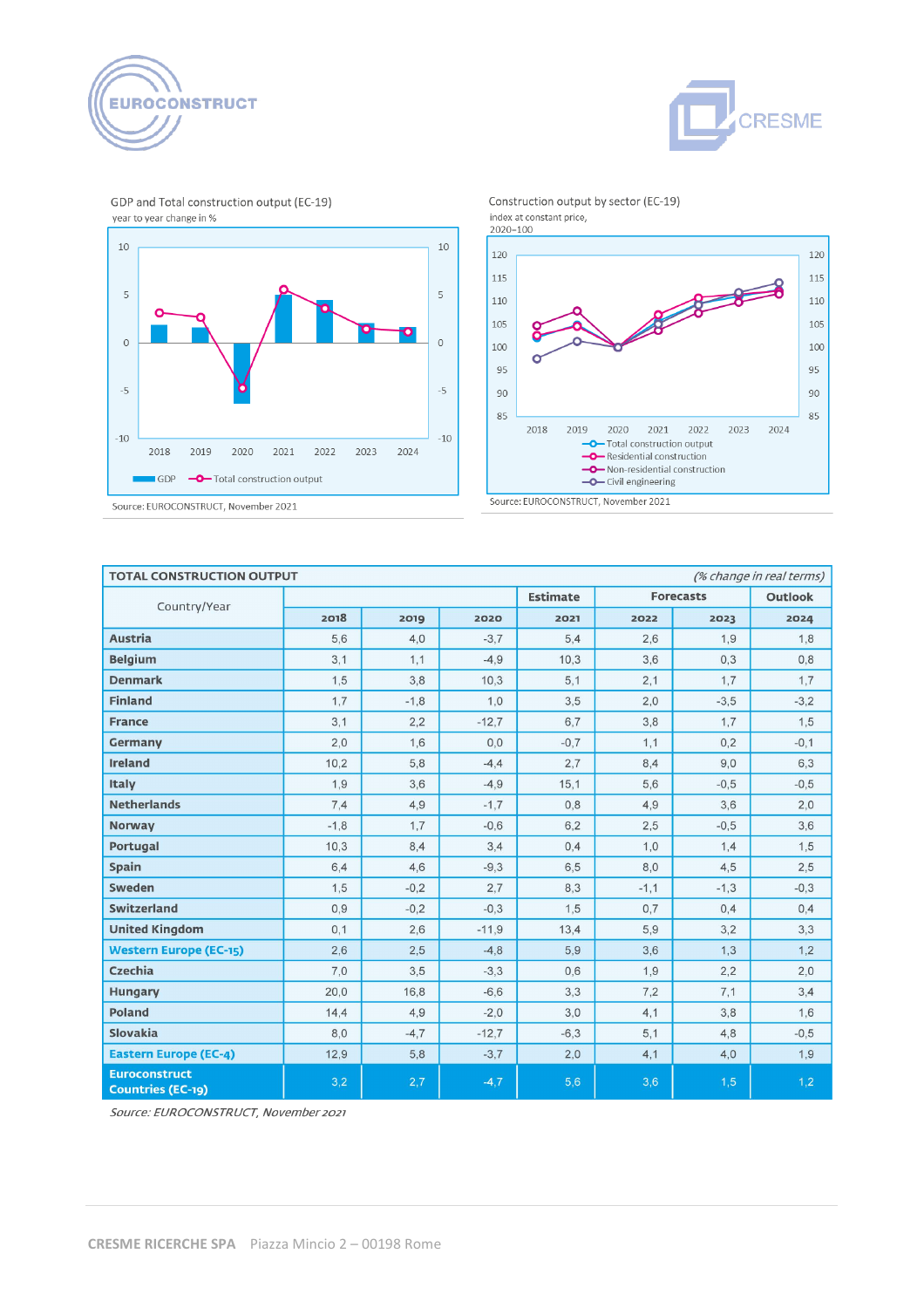EUROCONSTRUCT

CRESME

GDP and Total construction output (EC-19)
year to year change in %

10
5
0
-5
-10
2018 2019 2020 2021 2022 2023 2024
GDP
Total construction output

Source: EUROCONSTRUCT, November 2021

Construction output by sector (EC-19)
index at constant price,
2020=100

120
115
110
105
100
95
90
85
2018 2019 2020 2021 2022 2023 2024
Total construction output
Residential construction
Non-residential construction
Civil engineering

Source: EUROCONSTRUCT, November 2021

| TOTAL CONSTRUCTION OUTPUT | | | | | | | *(% change in real terms)* |
|---|---|---|---|---|---|---|---|
| Country/Year | | | | Estimate | Forecasts | | Outlook |
| | 2018 | 2019 | 2020 | 2021 | 2022 | 2023 | 2024 |
| **Austria** | 5,6 | 4,0 | -3,7 | 5,4 | 2,6 | 1,9 | 1,8 |
| **Belgium** | 3,1 | 1,1 | -4,9 | 10,3 | 3,6 | 0,3 | 0,8 |
| **Denmark** | 1,5 | 3,8 | 10,3 | 5,1 | 2,1 | 1,7 | 1,7 |
| **Finland** | 1,7 | -1,8 | 1,0 | 3,5 | 2,0 | -3,5 | -3,2 |
| **France** | 3,1 | 2,2 | -12,7 | 6,7 | 3,8 | 1,7 | 1,5 |
| **Germany** | 2,0 | 1,6 | 0,0 | -0,7 | 1,1 | 0,2 | -0,1 |
| **Ireland** | 10,2 | 5,8 | -4,4 | 2,7 | 8,4 | 9,0 | 6,3 |
| **Italy** | 1,9 | 3,6 | -4,9 | 15,1 | 5,6 | -0,5 | -0,5 |
| **Netherlands** | 7,4 | 4,9 | -1,7 | 0,8 | 4,9 | 3,6 | 2,0 |
| **Norway** | -1,8 | 1,7 | -0,6 | 6,2 | 2,5 | -0,5 | 3,6 |
| **Portugal** | 10,3 | 8,4 | 3,4 | 0,4 | 1,0 | 1,4 | 1,5 |
| **Spain** | 6,4 | 4,6 | -9,3 | 6,5 | 8,0 | 4,5 | 2,5 |
| **Sweden** | 1,5 | -0,2 | 2,7 | 8,3 | -1,1 | -1,3 | -0,3 |
| **Switzerland** | 0,9 | -0,2 | -0,3 | 1,5 | 0,7 | 0,4 | 0,4 |
| **United Kingdom** | 0,1 | 2,6 | -11,9 | 13,4 | 5,9 | 3,2 | 3,3 |
| **Western Europe (EC-15)** | 2,6 | 2,5 | -4,8 | 5,9 | 3,6 | 1,3 | 1,2 |
| **Czechia** | 7,0 | 3,5 | -3,3 | 0,6 | 1,9 | 2,2 | 2,0 |
| **Hungary** | 20,0 | 16,8 | -6,6 | 3,3 | 7,2 | 7,1 | 3,4 |
| **Poland** | 14,4 | 4,9 | -2,0 | 3,0 | 4,1 | 3,8 | 1,6 |
| **Slovakia** | 8,0 | -4,7 | -12,7 | -6,3 | 5,1 | 4,8 | -0,5 |
| **Eastern Europe (EC-4)** | 12,9 | 5,8 | -3,7 | 2,0 | 4,1 | 4,0 | 1,9 |
| **Euroconstruct Countries (EC-19)** | 3,2 | 2,7 | -4,7 | 5,6 | 3,6 | 1,5 | 1,2 |

*Source: EUROCONSTRUCT, November 2021*

CRESME RICERCHE SPA Piazza Mincio 2 – 00198 Rome